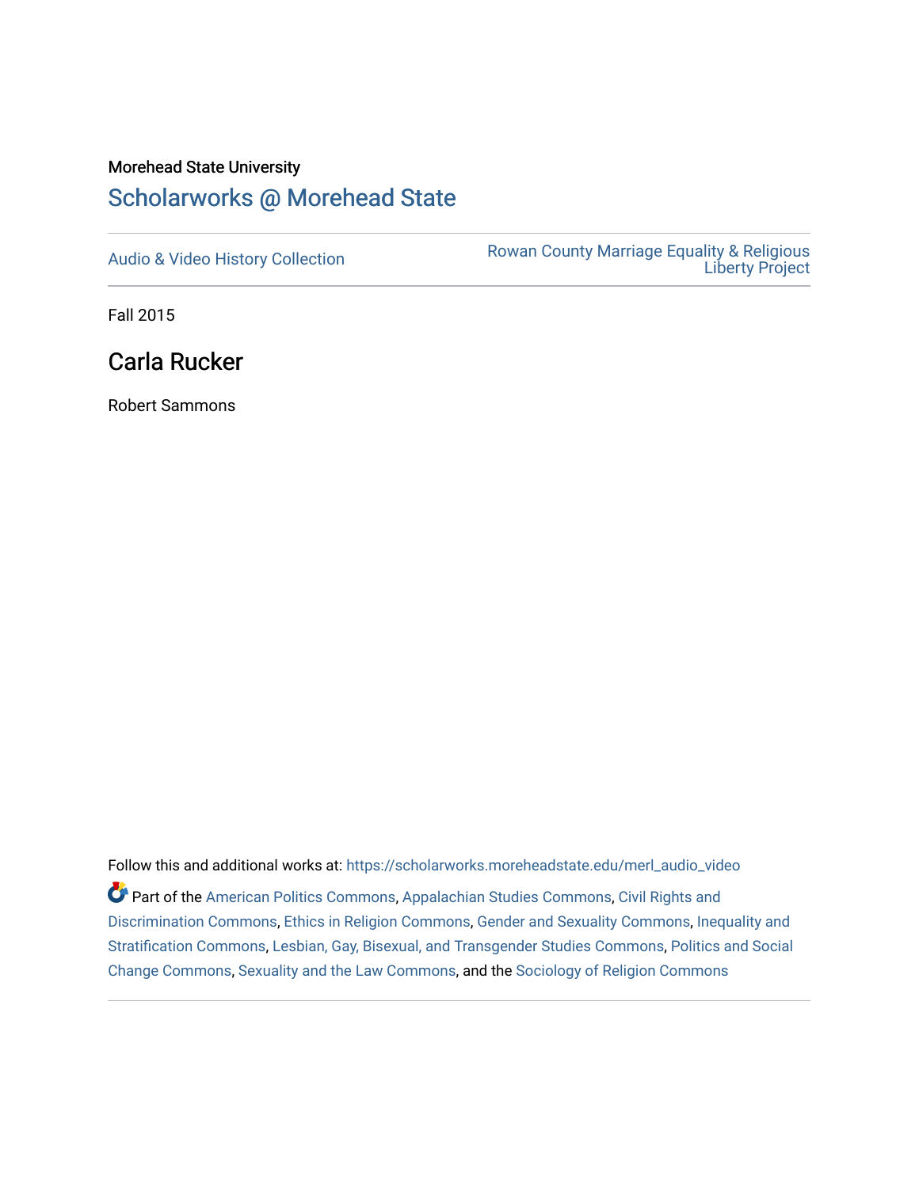Morehead State University

# Scholarworks @ Morehead State

Audio & Video History Collection

Rowan County Marriage Equality & Religious Liberty Project

Fall 2015

## Carla Rucker

Robert Sammons

Follow this and additional works at: https://scholarworks.moreheadstate.edu/merl_audio_video

Part of the American Politics Commons, Appalachian Studies Commons, Civil Rights and Discrimination Commons, Ethics in Religion Commons, Gender and Sexuality Commons, Inequality and Stratification Commons, Lesbian, Gay, Bisexual, and Transgender Studies Commons, Politics and Social Change Commons, Sexuality and the Law Commons, and the Sociology of Religion Commons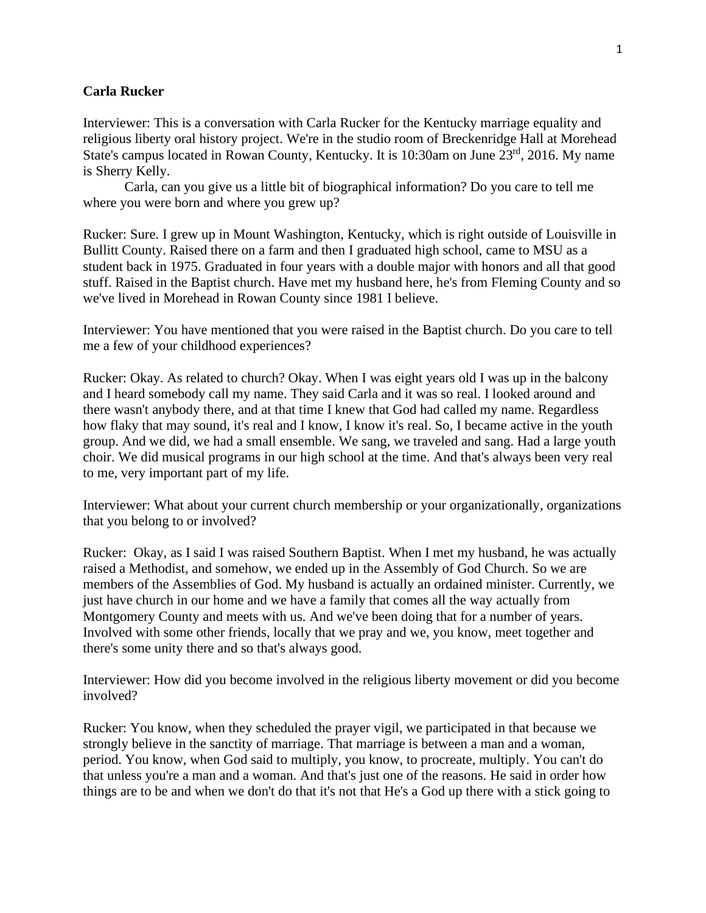**Carla Rucker**

Interviewer: This is a conversation with Carla Rucker for the Kentucky marriage equality and religious liberty oral history project. We're in the studio room of Breckenridge Hall at Morehead State's campus located in Rowan County, Kentucky. It is 10:30am on June 23rd, 2016. My name is Sherry Kelly.

Carla, can you give us a little bit of biographical information? Do you care to tell me where you were born and where you grew up?

Rucker: Sure. I grew up in Mount Washington, Kentucky, which is right outside of Louisville in Bullitt County. Raised there on a farm and then I graduated high school, came to MSU as a student back in 1975. Graduated in four years with a double major with honors and all that good stuff. Raised in the Baptist church. Have met my husband here, he's from Fleming County and so we've lived in Morehead in Rowan County since 1981 I believe.

Interviewer: You have mentioned that you were raised in the Baptist church. Do you care to tell me a few of your childhood experiences?

Rucker: Okay. As related to church? Okay. When I was eight years old I was up in the balcony and I heard somebody call my name. They said Carla and it was so real. I looked around and there wasn't anybody there, and at that time I knew that God had called my name. Regardless how flaky that may sound, it's real and I know, I know it's real. So, I became active in the youth group. And we did, we had a small ensemble. We sang, we traveled and sang. Had a large youth choir. We did musical programs in our high school at the time. And that's always been very real to me, very important part of my life.

Interviewer: What about your current church membership or your organizationally, organizations that you belong to or involved?

Rucker: Okay, as I said I was raised Southern Baptist. When I met my husband, he was actually raised a Methodist, and somehow, we ended up in the Assembly of God Church. So we are members of the Assemblies of God. My husband is actually an ordained minister. Currently, we just have church in our home and we have a family that comes all the way actually from Montgomery County and meets with us. And we've been doing that for a number of years. Involved with some other friends, locally that we pray and we, you know, meet together and there's some unity there and so that's always good.

Interviewer: How did you become involved in the religious liberty movement or did you become involved?

Rucker: You know, when they scheduled the prayer vigil, we participated in that because we strongly believe in the sanctity of marriage. That marriage is between a man and a woman, period. You know, when God said to multiply, you know, to procreate, multiply. You can't do that unless you're a man and a woman. And that's just one of the reasons. He said in order how things are to be and when we don't do that it's not that He's a God up there with a stick going to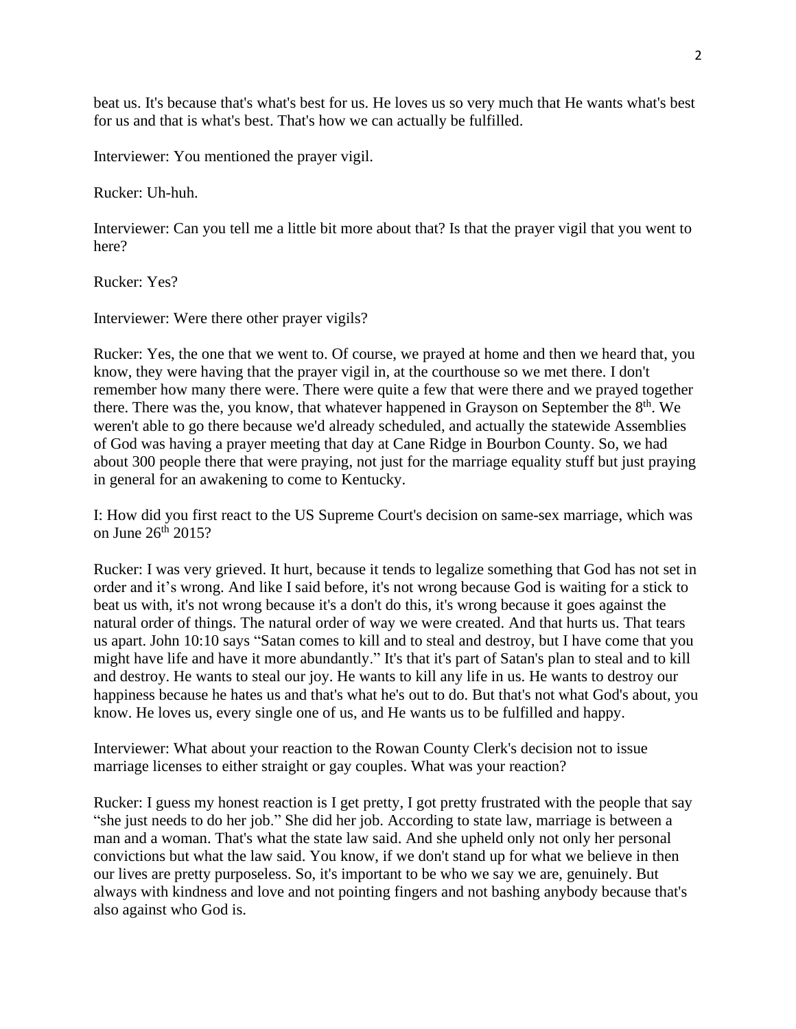beat us. It's because that's what's best for us. He loves us so very much that He wants what's best for us and that is what's best. That's how we can actually be fulfilled.

Interviewer: You mentioned the prayer vigil.

Rucker: Uh-huh.

Interviewer: Can you tell me a little bit more about that? Is that the prayer vigil that you went to here?

Rucker: Yes?

Interviewer: Were there other prayer vigils?

Rucker: Yes, the one that we went to. Of course, we prayed at home and then we heard that, you know, they were having that the prayer vigil in, at the courthouse so we met there. I don't remember how many there were. There were quite a few that were there and we prayed together there. There was the, you know, that whatever happened in Grayson on September the 8th. We weren't able to go there because we'd already scheduled, and actually the statewide Assemblies of God was having a prayer meeting that day at Cane Ridge in Bourbon County. So, we had about 300 people there that were praying, not just for the marriage equality stuff but just praying in general for an awakening to come to Kentucky.

I: How did you first react to the US Supreme Court's decision on same-sex marriage, which was on June 26th 2015?

Rucker: I was very grieved. It hurt, because it tends to legalize something that God has not set in order and it's wrong. And like I said before, it's not wrong because God is waiting for a stick to beat us with, it's not wrong because it's a don't do this, it's wrong because it goes against the natural order of things. The natural order of way we were created. And that hurts us. That tears us apart. John 10:10 says "Satan comes to kill and to steal and destroy, but I have come that you might have life and have it more abundantly." It's that it's part of Satan's plan to steal and to kill and destroy. He wants to steal our joy. He wants to kill any life in us. He wants to destroy our happiness because he hates us and that's what he's out to do. But that's not what God's about, you know. He loves us, every single one of us, and He wants us to be fulfilled and happy.

Interviewer: What about your reaction to the Rowan County Clerk's decision not to issue marriage licenses to either straight or gay couples. What was your reaction?

Rucker: I guess my honest reaction is I get pretty, I got pretty frustrated with the people that say "she just needs to do her job." She did her job. According to state law, marriage is between a man and a woman. That's what the state law said. And she upheld only not only her personal convictions but what the law said. You know, if we don't stand up for what we believe in then our lives are pretty purposeless. So, it's important to be who we say we are, genuinely. But always with kindness and love and not pointing fingers and not bashing anybody because that's also against who God is.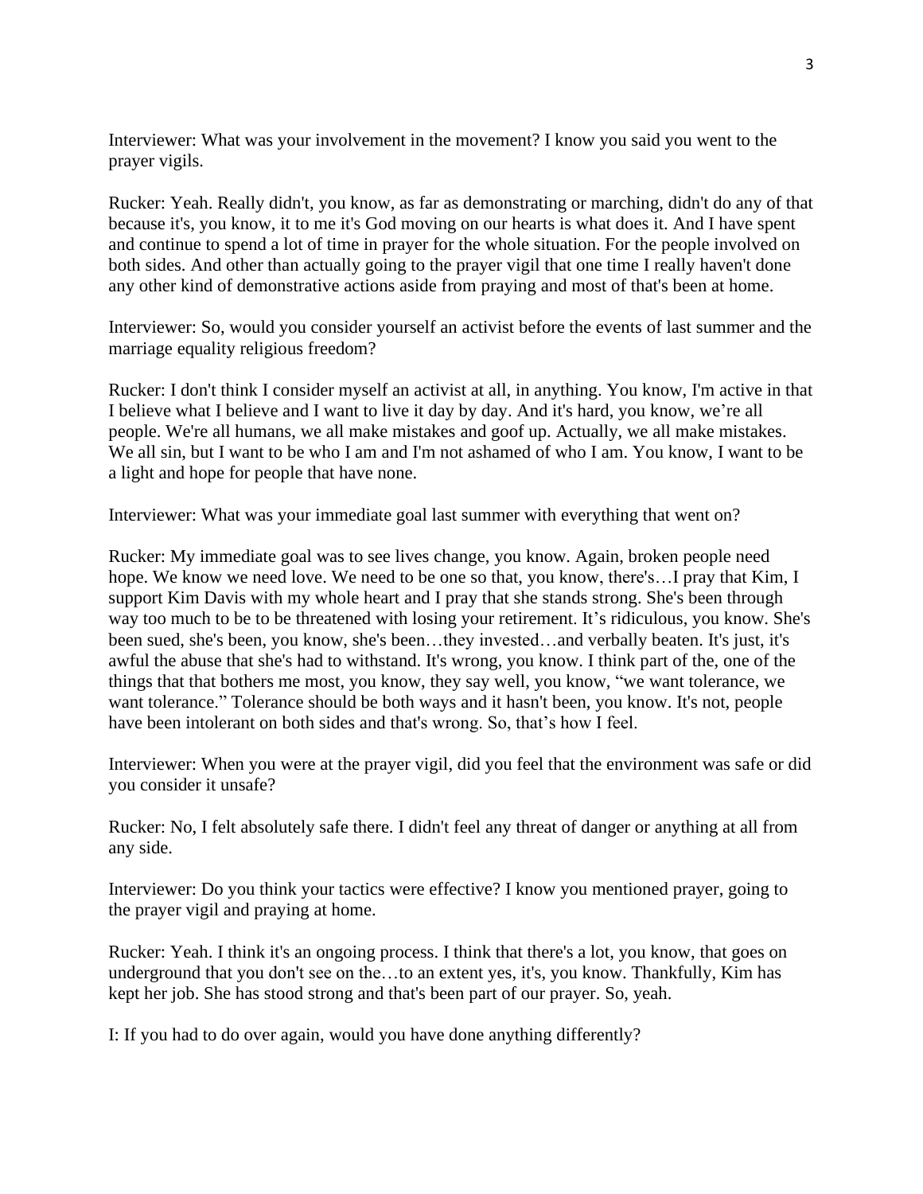Interviewer: What was your involvement in the movement? I know you said you went to the prayer vigils.

Rucker: Yeah. Really didn't, you know, as far as demonstrating or marching, didn't do any of that because it's, you know, it to me it's God moving on our hearts is what does it. And I have spent and continue to spend a lot of time in prayer for the whole situation. For the people involved on both sides. And other than actually going to the prayer vigil that one time I really haven't done any other kind of demonstrative actions aside from praying and most of that's been at home.

Interviewer: So, would you consider yourself an activist before the events of last summer and the marriage equality religious freedom?

Rucker: I don't think I consider myself an activist at all, in anything. You know, I'm active in that I believe what I believe and I want to live it day by day. And it's hard, you know, we're all people. We're all humans, we all make mistakes and goof up. Actually, we all make mistakes. We all sin, but I want to be who I am and I'm not ashamed of who I am. You know, I want to be a light and hope for people that have none.

Interviewer: What was your immediate goal last summer with everything that went on?

Rucker: My immediate goal was to see lives change, you know. Again, broken people need hope. We know we need love. We need to be one so that, you know, there's…I pray that Kim, I support Kim Davis with my whole heart and I pray that she stands strong. She's been through way too much to be to be threatened with losing your retirement. It's ridiculous, you know. She's been sued, she's been, you know, she's been…they invested…and verbally beaten. It's just, it's awful the abuse that she's had to withstand. It's wrong, you know. I think part of the, one of the things that that bothers me most, you know, they say well, you know, "we want tolerance, we want tolerance." Tolerance should be both ways and it hasn't been, you know. It's not, people have been intolerant on both sides and that's wrong. So, that's how I feel.

Interviewer: When you were at the prayer vigil, did you feel that the environment was safe or did you consider it unsafe?

Rucker: No, I felt absolutely safe there. I didn't feel any threat of danger or anything at all from any side.

Interviewer: Do you think your tactics were effective? I know you mentioned prayer, going to the prayer vigil and praying at home.

Rucker: Yeah. I think it's an ongoing process. I think that there's a lot, you know, that goes on underground that you don't see on the…to an extent yes, it's, you know. Thankfully, Kim has kept her job. She has stood strong and that's been part of our prayer. So, yeah.

I: If you had to do over again, would you have done anything differently?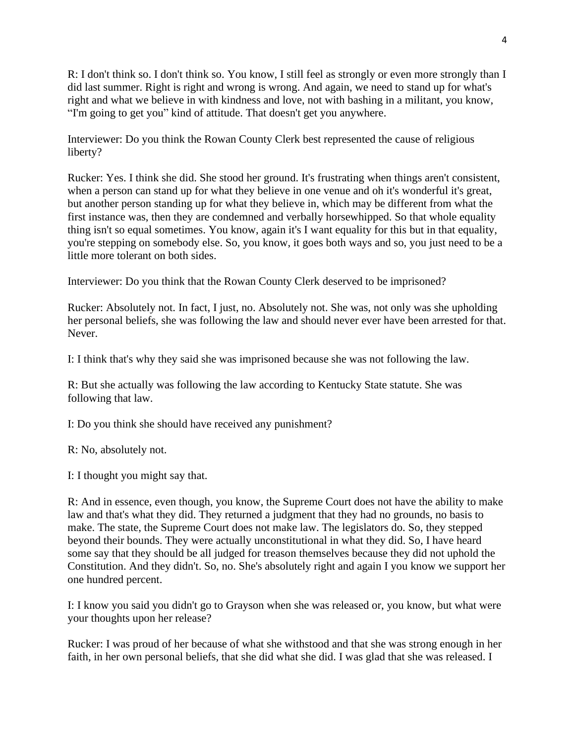R: I don't think so. I don't think so. You know, I still feel as strongly or even more strongly than I did last summer. Right is right and wrong is wrong. And again, we need to stand up for what's right and what we believe in with kindness and love, not with bashing in a militant, you know, "I'm going to get you" kind of attitude. That doesn't get you anywhere.

Interviewer: Do you think the Rowan County Clerk best represented the cause of religious liberty?

Rucker: Yes. I think she did. She stood her ground. It's frustrating when things aren't consistent, when a person can stand up for what they believe in one venue and oh it's wonderful it's great, but another person standing up for what they believe in, which may be different from what the first instance was, then they are condemned and verbally horsewhipped. So that whole equality thing isn't so equal sometimes. You know, again it's I want equality for this but in that equality, you're stepping on somebody else. So, you know, it goes both ways and so, you just need to be a little more tolerant on both sides.

Interviewer: Do you think that the Rowan County Clerk deserved to be imprisoned?

Rucker: Absolutely not. In fact, I just, no. Absolutely not. She was, not only was she upholding her personal beliefs, she was following the law and should never ever have been arrested for that. Never.

I: I think that's why they said she was imprisoned because she was not following the law.

R: But she actually was following the law according to Kentucky State statute. She was following that law.

I: Do you think she should have received any punishment?

R: No, absolutely not.

I: I thought you might say that.

R: And in essence, even though, you know, the Supreme Court does not have the ability to make law and that's what they did. They returned a judgment that they had no grounds, no basis to make. The state, the Supreme Court does not make law. The legislators do. So, they stepped beyond their bounds. They were actually unconstitutional in what they did. So, I have heard some say that they should be all judged for treason themselves because they did not uphold the Constitution. And they didn't. So, no. She's absolutely right and again I you know we support her one hundred percent.

I: I know you said you didn't go to Grayson when she was released or, you know, but what were your thoughts upon her release?

Rucker: I was proud of her because of what she withstood and that she was strong enough in her faith, in her own personal beliefs, that she did what she did. I was glad that she was released. I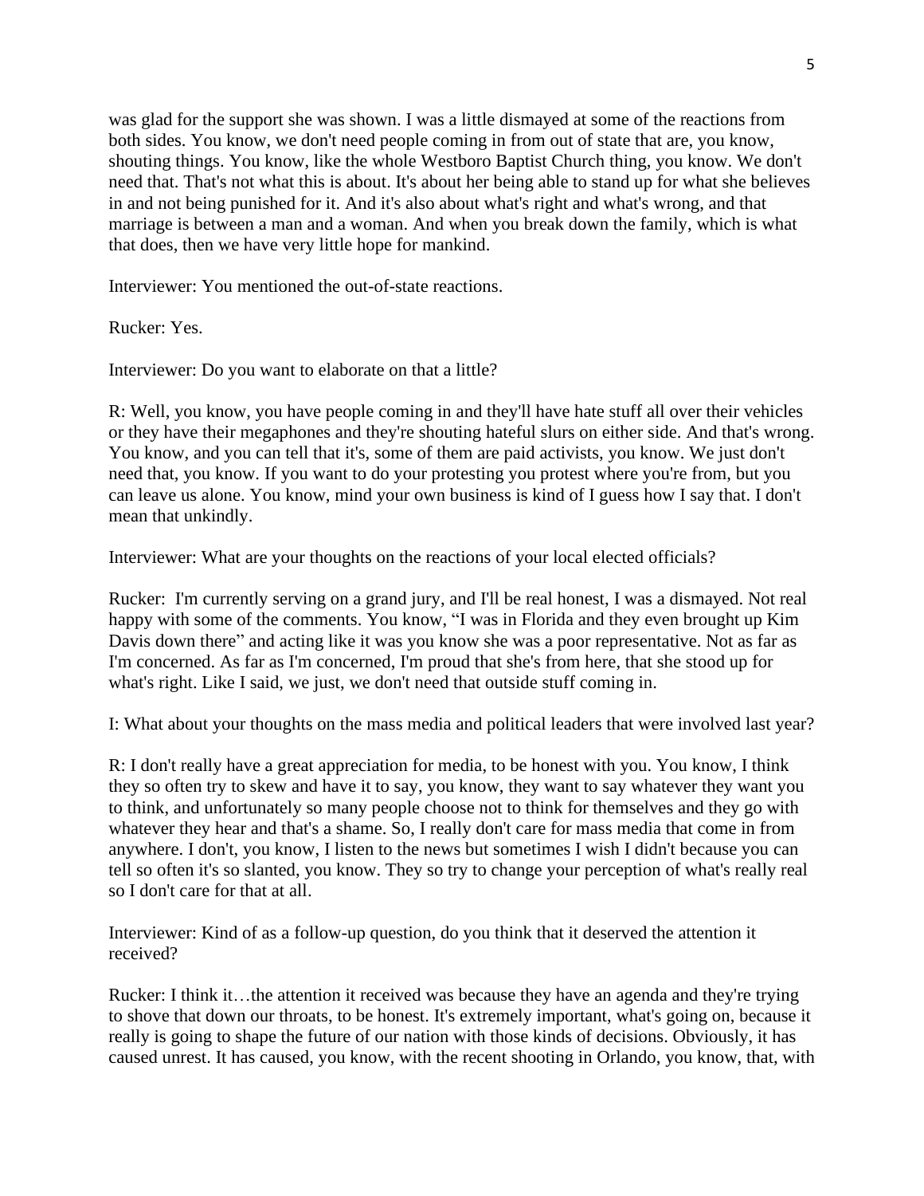was glad for the support she was shown. I was a little dismayed at some of the reactions from both sides. You know, we don't need people coming in from out of state that are, you know, shouting things. You know, like the whole Westboro Baptist Church thing, you know. We don't need that. That's not what this is about. It's about her being able to stand up for what she believes in and not being punished for it. And it's also about what's right and what's wrong, and that marriage is between a man and a woman. And when you break down the family, which is what that does, then we have very little hope for mankind.

Interviewer: You mentioned the out-of-state reactions.

Rucker: Yes.

Interviewer: Do you want to elaborate on that a little?

R: Well, you know, you have people coming in and they'll have hate stuff all over their vehicles or they have their megaphones and they're shouting hateful slurs on either side. And that's wrong. You know, and you can tell that it's, some of them are paid activists, you know. We just don't need that, you know. If you want to do your protesting you protest where you're from, but you can leave us alone. You know, mind your own business is kind of I guess how I say that. I don't mean that unkindly.

Interviewer: What are your thoughts on the reactions of your local elected officials?

Rucker: I'm currently serving on a grand jury, and I'll be real honest, I was a dismayed. Not real happy with some of the comments. You know, "I was in Florida and they even brought up Kim Davis down there" and acting like it was you know she was a poor representative. Not as far as I'm concerned. As far as I'm concerned, I'm proud that she's from here, that she stood up for what's right. Like I said, we just, we don't need that outside stuff coming in.

I: What about your thoughts on the mass media and political leaders that were involved last year?

R: I don't really have a great appreciation for media, to be honest with you. You know, I think they so often try to skew and have it to say, you know, they want to say whatever they want you to think, and unfortunately so many people choose not to think for themselves and they go with whatever they hear and that's a shame. So, I really don't care for mass media that come in from anywhere. I don't, you know, I listen to the news but sometimes I wish I didn't because you can tell so often it's so slanted, you know. They so try to change your perception of what's really real so I don't care for that at all.

Interviewer: Kind of as a follow-up question, do you think that it deserved the attention it received?

Rucker: I think it…the attention it received was because they have an agenda and they're trying to shove that down our throats, to be honest. It's extremely important, what's going on, because it really is going to shape the future of our nation with those kinds of decisions. Obviously, it has caused unrest. It has caused, you know, with the recent shooting in Orlando, you know, that, with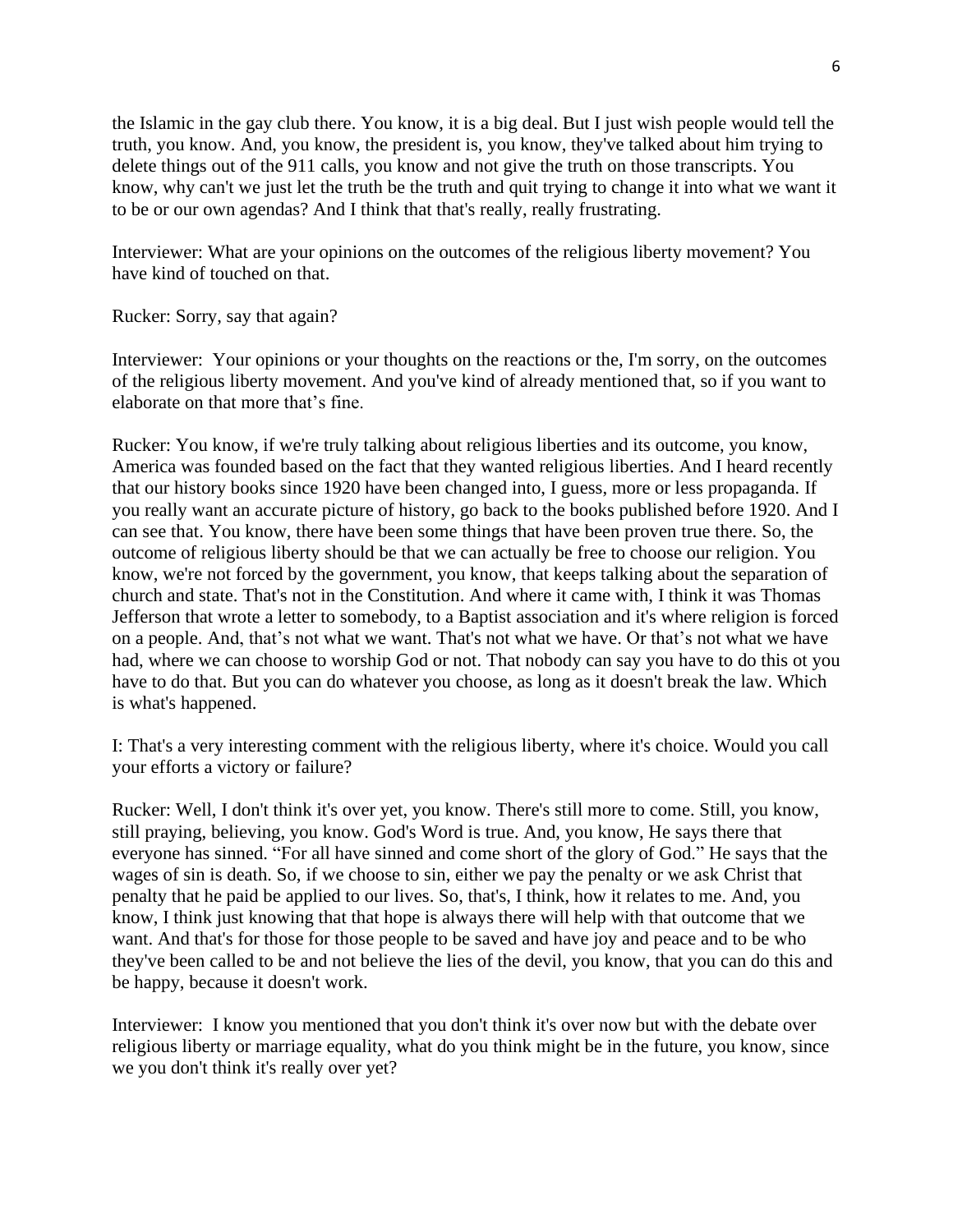the Islamic in the gay club there. You know, it is a big deal. But I just wish people would tell the truth, you know. And, you know, the president is, you know, they've talked about him trying to delete things out of the 911 calls, you know and not give the truth on those transcripts. You know, why can't we just let the truth be the truth and quit trying to change it into what we want it to be or our own agendas? And I think that that's really, really frustrating.

Interviewer: What are your opinions on the outcomes of the religious liberty movement? You have kind of touched on that.

Rucker: Sorry, say that again?

Interviewer: Your opinions or your thoughts on the reactions or the, I'm sorry, on the outcomes of the religious liberty movement. And you've kind of already mentioned that, so if you want to elaborate on that more that's fine.

Rucker: You know, if we're truly talking about religious liberties and its outcome, you know, America was founded based on the fact that they wanted religious liberties. And I heard recently that our history books since 1920 have been changed into, I guess, more or less propaganda. If you really want an accurate picture of history, go back to the books published before 1920. And I can see that. You know, there have been some things that have been proven true there. So, the outcome of religious liberty should be that we can actually be free to choose our religion. You know, we're not forced by the government, you know, that keeps talking about the separation of church and state. That's not in the Constitution. And where it came with, I think it was Thomas Jefferson that wrote a letter to somebody, to a Baptist association and it's where religion is forced on a people. And, that's not what we want. That's not what we have. Or that's not what we have had, where we can choose to worship God or not. That nobody can say you have to do this ot you have to do that. But you can do whatever you choose, as long as it doesn't break the law. Which is what's happened.

I: That's a very interesting comment with the religious liberty, where it's choice. Would you call your efforts a victory or failure?

Rucker: Well, I don't think it's over yet, you know. There's still more to come. Still, you know, still praying, believing, you know. God's Word is true. And, you know, He says there that everyone has sinned. "For all have sinned and come short of the glory of God." He says that the wages of sin is death. So, if we choose to sin, either we pay the penalty or we ask Christ that penalty that he paid be applied to our lives. So, that's, I think, how it relates to me. And, you know, I think just knowing that that hope is always there will help with that outcome that we want. And that's for those for those people to be saved and have joy and peace and to be who they've been called to be and not believe the lies of the devil, you know, that you can do this and be happy, because it doesn't work.

Interviewer: I know you mentioned that you don't think it's over now but with the debate over religious liberty or marriage equality, what do you think might be in the future, you know, since we you don't think it's really over yet?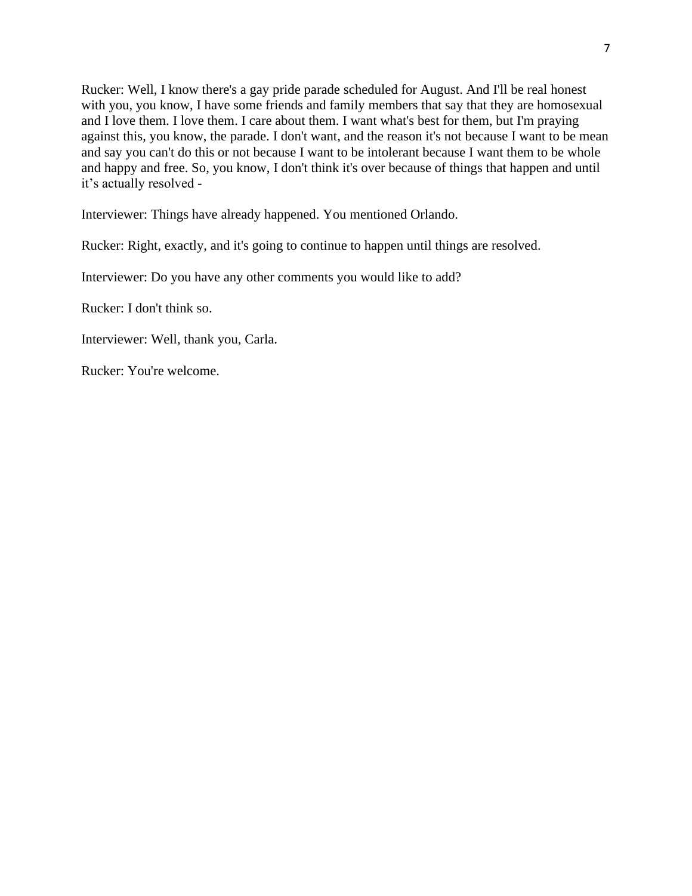Rucker: Well, I know there's a gay pride parade scheduled for August. And I'll be real honest with you, you know, I have some friends and family members that say that they are homosexual and I love them. I love them. I care about them. I want what's best for them, but I'm praying against this, you know, the parade. I don't want, and the reason it's not because I want to be mean and say you can't do this or not because I want to be intolerant because I want them to be whole and happy and free. So, you know, I don't think it's over because of things that happen and until it's actually resolved -

Interviewer: Things have already happened. You mentioned Orlando.

Rucker: Right, exactly, and it's going to continue to happen until things are resolved.

Interviewer: Do you have any other comments you would like to add?

Rucker: I don't think so.

Interviewer: Well, thank you, Carla.

Rucker: You're welcome.